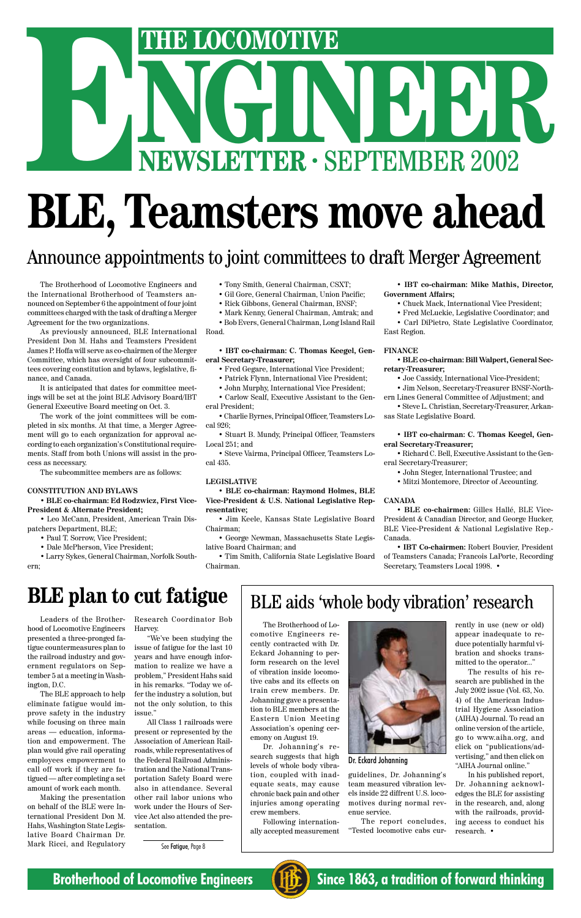# THE LOCOMOTIVE ENGINEER

## NEWSLETTER · SEPTEMBER 2002

# BLE, Teamsters move ahead

## Announce appointments to joint committees to draft Merger Agreement

The Brotherhood of Locomotive Engineers and the International Brotherhood of Teamsters announced on September 6 the appointment of four joint committees charged with the task of drafting a Merger Agreement for the two organizations.

As previously announced, BLE International President Don M. Hahs and Teamsters President James P. Hoffa will serve as co-chairmen of the Merger Committee, which has oversight of four subcommittees covering constitution and bylaws, legislative, finance, and Canada.

It is anticipated that dates for committee meetings will be set at the joint BLE Advisory Board/IBT General Executive Board meeting on Oct. 3.

The work of the joint committees will be completed in six months. At that time, a Merger Agreement will go to each organization for approval according to each organization's Constitutional requirements. Staff from both Unions will assist in the process as necessary.

The subcommittee members are as follows:

**CONSTITUTION AND BYLAWS**

- **BLE co-chairman: Ed Rodzwicz, First Vice-President & Alternate President;**
- Leo McCann, President, American Train Dispatchers Department, BLE;
- Paul T. Sorrow, Vice President;
- Dale McPherson, Vice President;
- Larry Sykes, General Chairman, Norfolk Southern;
- Tony Smith, General Chairman, CSXT;
- Gil Gore, General Chairman, Union Pacific;
- Rick Gibbons, General Chairman, BNSF;
- Mark Kenny, General Chairman, Amtrak; and
- Bob Evers, General Chairman, Long Island Rail Road.

- **IBT co-chairman: C. Thomas Keegel, General Secretary-Treasurer;**
- Fred Gegare, International Vice President;
- Patrick Flynn, International Vice President;
- John Murphy, International Vice President;
- Carlow Scalf, Executive Assistant to the General President;
- Charlie Byrnes, Principal Officer, Teamsters Local 926;
- Stuart B. Mundy, Principal Officer, Teamsters Local 251; and
- Steve Vairma, Principal Officer, Teamsters Local 435.

**LEGISLATIVE**

- **BLE co-chairman: Raymond Holmes, BLE Vice-President & U.S. National Legislative Representative;**
- Jim Keele, Kansas State Legislative Board Chairman;
- George Newman, Massachusetts State Legislative Board Chairman; and
- Tim Smith, California State Legislative Board Chairman.

- **IBT co-chairman: Mike Mathis, Director, Government Affairs;**
- Chuck Mack, International Vice President;
- Fred McLuckie, Legislative Coordinator; and
- Carl DiPietro, State Legislative Coordinator, East Region.

**FINANCE**

- **BLE co-chairman: Bill Walpert, General Secretary-Treasurer;**
- Joe Cassidy, International Vice-President;
- Jim Nelson, Secretary-Treasurer BNSF-Northern Lines General Committee of Adjustment; and
- Steve L. Christian, Secretary-Treasurer, Arkansas State Legislative Board.

- **IBT co-chairman: C. Thomas Keegel, General Secretary-Treasurer;**
- Richard C. Bell, Executive Assistant to the General Secretary-Treasurer;
- John Steger, International Trustee; and
- Mitzi Montemore, Director of Accounting.

**CANADA**

- **BLE co-chairmen:** Gilles Hallé, BLE Vice-President & Canadian Director, and George Hucker, BLE Vice-President & National Legislative Rep.-Canada.
- **IBT Co-chairmen:** Robert Bouvier, President of Teamsters Canada; Francois LaPorte, Recording Secretary, Teamsters Local 1998. •

# BLE plan to cut fatigue

Leaders of the Brotherhood of Locomotive Engineers presented a three-pronged fatigue countermeasures plan to the railroad industry and government regulators on September 5 at a meeting in Washington, D.C.

The BLE approach to help eliminate fatigue would improve safety in the industry while focusing on three main areas — education, information and empowerment. The plan would give rail operating employees empowerment to call off work if they are fatigued — after completing a set amount of work each month.

Making the presentation on behalf of the BLE were International President Don M. Hahs, Washington State Legislative Board Chairman Dr. Mark Ricci, and Regulatory Research Coordinator Bob Harvey.

"We've been studying the issue of fatigue for the last 10 years and have enough information to realize we have a problem," President Hahs said in his remarks. "Today we offer the industry a solution, but not the only solution, to this issue."

All Class 1 railroads were present or represented by the Association of American Railroads, while representatives of the Federal Railroad Administration and the National Transportation Safety Board were also in attendance. Several other rail labor unions who work under the Hours of Service Act also attended the presentation.

See Fatigue, Page 8

# BLE aids 'whole body vibration' research

The Brotherhood of Locomotive Engineers recently contracted with Dr. Eckard Johanning to perform research on the level of vibration inside locomotive cabs and its effects on train crew members. Dr. Johanning gave a presentation to BLE members at the Eastern Union Meeting Association's opening ceremony on August 19.

Dr. Johanning's research suggests that high levels of whole body vibration, coupled with inadequate seats, may cause chronic back pain and other injuries among operating crew members.

Following internationally accepted measurement guidelines, Dr. Johanning's team measured vibration levels inside 22 diffrent U.S. locomotives during normal revenue service.

Dr. Eckard Johanning

The report concludes, "Tested locomotive cabs currently in use (new or old) appear inadequate to reduce potentially harmful vibration and shocks transmitted to the operator..."

The results of his research are published in the July 2002 issue (Vol. 63, No. 4) of the American Industrial Hygiene Association (AIHA) Journal. To read an online version of the article, go to www.aiha.org, and click on "publications/advertising," and then click on "AIHA Journal online."

In his published report, Dr. Johanning acknowledges the BLE for assisting in the research, and, along with the railroads, providing access to conduct his research. •

**Brotherhood of Locomotive Engineers** — **Since 1863, a tradition of forward thinking**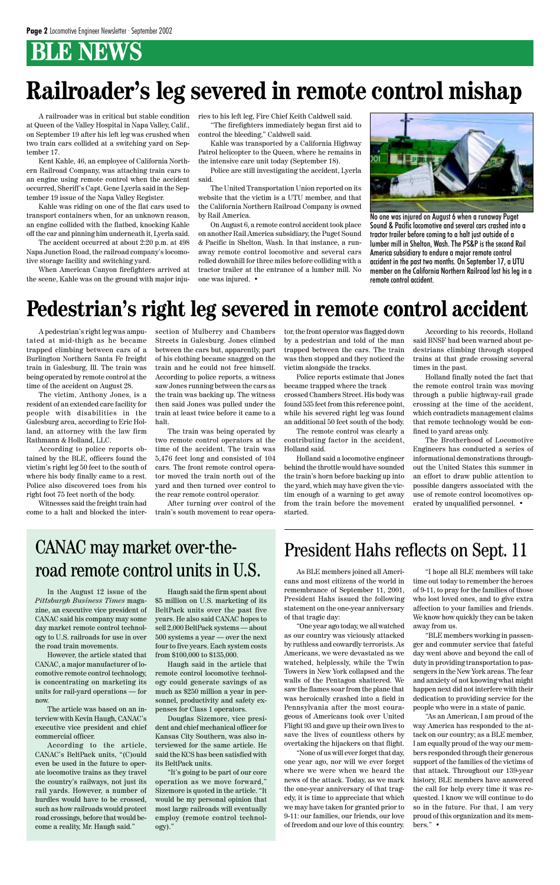# BLE NEWS

# Railroader's leg severed in remote control mishap

A railroader was in critical but stable condition at Queen of the Valley Hospital in Napa Valley, Calif., on September 19 after his left leg was crushed when two train cars collided at a switching yard on September 17.

Kent Kahle, 46, an employee of California Northern Railroad Company, was attaching train cars to an engine using remote control when the accident occurred, Sheriff's Capt. Gene Lyerla said in the September 19 issue of the Napa Valley Register.

Kahle was riding on one of the flat cars used to transport containers when, for an unknown reason, an engine collided with the flatbed, knocking Kahle off the car and pinning him underneath it, Lyerla said.

The accident occurred at about 2:20 p.m. at 498 Napa Junction Road, the railroad company's locomotive storage facility and switching yard.

When American Canyon firefighters arrived at the scene, Kahle was on the ground with major injuries to his left leg, Fire Chief Keith Caldwell said.

"The firefighters immediately began first aid to control the bleeding," Caldwell said.

Kahle was transported by a California Highway Patrol helicopter to the Queen, where he remains in the intensive care unit today (September 18).

Police are still investigating the accident, Lyerla said.

The United Transportation Union reported on its website that the victim is a UTU member, and that the California Northern Railroad Company is owned by Rail America.

On August 6, a remote control accident took place on another Rail America subsidiary, the Puget Sound & Pacific in Shelton, Wash. In that instance, a runaway remote control locomotive and several cars rolled downhill for three miles before colliding with a tractor trailer at the entrance of a lumber mill. No one was injured. •

No one was injured on August 6 when a runaway Puget Sound & Pacific locomotive and several cars crashed into a tractor trailer before coming to a halt just outside of a lumber mill in Shelton, Wash. The PS&P is the second Rail America subsidiary to endure a major remote control accident in the past two months. On September 17, a UTU member on the California Northern Railroad lost his leg in a remote control accident.

# Pedestrian's right leg severed in remote control accident

A pedestrian's right leg was amputated at mid-thigh as he became trapped climbing between cars of a Burlington Northern Santa Fe freight train in Galesburg, Ill. The train was being operated by remote control at the time of the accident on August 28.

The victim, Anthony Jones, is a resident of an extended care facility for people with disabilities in the Galesburg area, according to Eric Holland, an attorney with the law firm Rathmann & Holland, LLC.

According to police reports obtained by the BLE, officers found the victim's right leg 50 feet to the south of where his body finally came to a rest. Police also discovered toes from his right foot 75 feet north of the body.

Witnesses said the freight train had come to a halt and blocked the intersection of Mulberry and Chambers Streets in Galesburg. Jones climbed between the cars but, apparently, part of his clothing became snagged on the train and he could not free himself. According to police reports, a witness saw Jones running between the cars as the train was backing up. The witness then said Jones was pulled under the train at least twice before it came to a halt.

The train was being operated by two remote control operators at the time of the accident. The train was 5,476 feet long and consisted of 104 cars. The front remote control operator moved the train north out of the yard and then turned over control to the rear remote control operator.

After turning over control of the train's south movement to rear operator, the front operator was flagged down by a pedestrian and told of the man trapped between the cars. The train was then stopped and they noticed the victim alongside the tracks.

Police reports estimate that Jones became trapped where the track crossed Chambers Street. His body was found 535 feet from this reference point, while his severed right leg was found an additional 50 feet south of the body.

The remote control was clearly a contributing factor in the accident, Holland said.

Holland said a locomotive engineer behind the throttle would have sounded the train's horn before backing up into the yard, which may have given the victim enough of a warning to get away from the train before the movement started.

According to his records, Holland said BNSF had been warned about pedestrians climbing through stopped trains at that grade crossing several times in the past.

Holland finally noted the fact that the remote control train was moving through a public highway-rail grade crossing at the time of the accident, which contradicts management claims that remote technology would be confined to yard areas only.

The Brotherhood of Locomotive Engineers has conducted a series of informational demonstrations throughout the United States this summer in an effort to draw public attention to possible dangers associated with the use of remote control locomotives operated by unqualified personnel. •

## CANAC may market over-the-road remote control units in U.S.

In the August 12 issue of the *Pittsburgh Business Times* magazine, an executive vice president of CANAC said his company may some day market remote control technology to U.S. railroads for use in over the road train movements.

However, the article stated that CANAC, a major manufacturer of locomotive remote control technology, is concentrating on marketing its units for rail-yard operations — for now.

The article was based on an interview with Kevin Haugh, CANAC's executive vice president and chief commercial officer.

According to the article, CANAC's BeltPack units, "(C)ould even be used in the future to operate locomotive trains as they travel the country's railways, not just its rail yards. However, a number of hurdles would have to be crossed, such as how railroads would protect road crossings, before that would become a reality, Mr. Haugh said."

Haugh said the firm spent about $5 million on U.S. marketing of its BeltPack units over the past five years. He also said CANAC hopes to sell 2,000 BeltPack systems — about 500 systems a year — over the next four to five years. Each system costs from $100,000 to $135,000.

Haugh said in the article that remote control locomotive technology could generate savings of as much as $250 million a year in personnel, productivity and safety expenses for Class 1 operators.

Douglas Sizemore, vice president and chief mechanical officer for Kansas City Southern, was also interviewed for the same article. He said the KCS has been satisfied with its BeltPack units.

"It's going to be part of our core operation as we move forward," Sizemore is quoted in the article. "It would be my personal opinion that most large railroads will eventually employ (remote control technology)."

## President Hahs reflects on Sept. 11

As BLE members joined all Americans and most citizens of the world in remembrance of September 11, 2001, President Hahs issued the following statement on the one-year anniversary of that tragic day:

"One year ago today, we all watched as our country was viciously attacked by ruthless and cowardly terrorists. As Americans, we were devastated as we watched, helplessly, while the Twin Towers in New York collapsed and the walls of the Pentagon shattered. We saw the flames soar from the plane that was heroically crashed into a field in Pennsylvania after the most courageous of Americans took over United Flight 93 and gave up their own lives to save the lives of countless others by overtaking the hijackers on that flight.

"None of us will ever forget that day, one year ago, nor will we ever forget where we were when we heard the news of the attack. Today, as we mark the one-year anniversary of that tragedy, it is time to appreciate that which we may have taken for granted prior to 9-11: our families, our friends, our love of freedom and our love of this country.

"I hope all BLE members will take time out today to remember the heroes of 9-11, to pray for the families of those who lost loved ones, and to give extra affection to your families and friends. We know how quickly they can be taken away from us.

"BLE members working in passenger and commuter service that fateful day went above and beyond the call of duty in providing transportation to passengers in the New York areas. The fear and anxiety of not knowing what might happen next did not interfere with their dedication to providing service for the people who were in a state of panic.

"As an American, I am proud of the way America has responded to the attack on our country; as a BLE member, I am equally proud of the way our members responded through their generous support of the families of the victims of that attack. Throughout our 139-year history, BLE members have answered the call for help every time it was requested. I know we will continue to do so in the future. For that, I am very proud of this organization and its members." •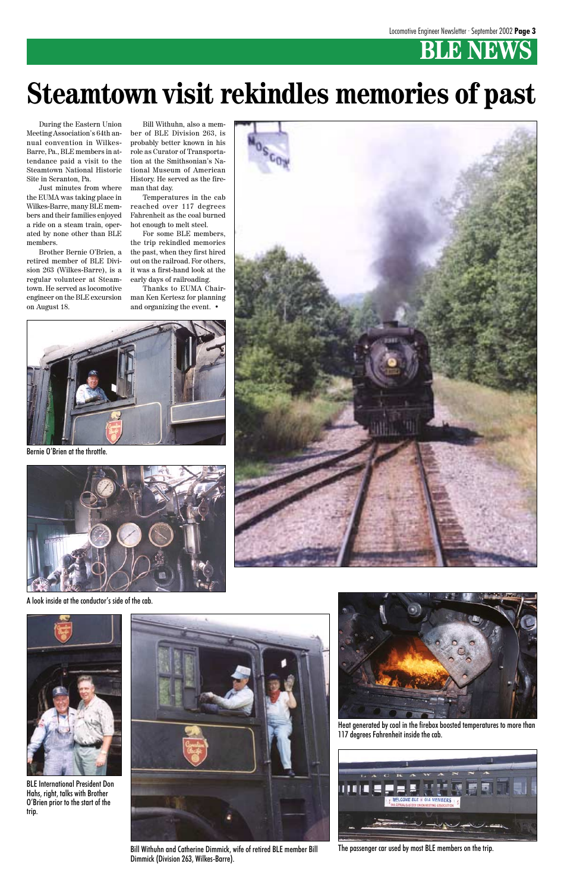# BLE NEWS

# Steamtown visit rekindles memories of past

During the Eastern Union Meeting Association's 64th annual convention in Wilkes-Barre, Pa., BLE members in attendance paid a visit to the Steamtown National Historic Site in Scranton, Pa.

Just minutes from where the EUMA was taking place in Wilkes-Barre, many BLE members and their families enjoyed a ride on a steam train, operated by none other than BLE members.

Brother Bernie O'Brien, a retired member of BLE Division 263 (Wilkes-Barre), is a regular volunteer at Steamtown. He served as locomotive engineer on the BLE excursion on August 18.

Bill Withuhn, also a member of BLE Division 263, is probably better known in his role as Curator of Transportation at the Smithsonian's National Museum of American History. He served as the fireman that day.

Temperatures in the cab reached over 117 degrees Fahrenheit as the coal burned hot enough to melt steel.

For some BLE members, the trip rekindled memories the past, when they first hired out on the railroad. For others, it was a first-hand look at the early days of railroading.

Thanks to EUMA Chairman Ken Kertesz for planning and organizing the event. •

Bernie O'Brien at the throttle.

A look inside at the conductor's side of the cab.

BLE International President Don Hahs, right, talks with Brother O'Brien prior to the start of the trip.

Bill Withuhn and Catherine Dimmick, wife of retired BLE member Bill Dimmick (Division 263, Wilkes-Barre).

Heat generated by coal in the firebox boosted temperatures to more than 117 degrees Fahrenheit inside the cab.

The passenger car used by most BLE members on the trip.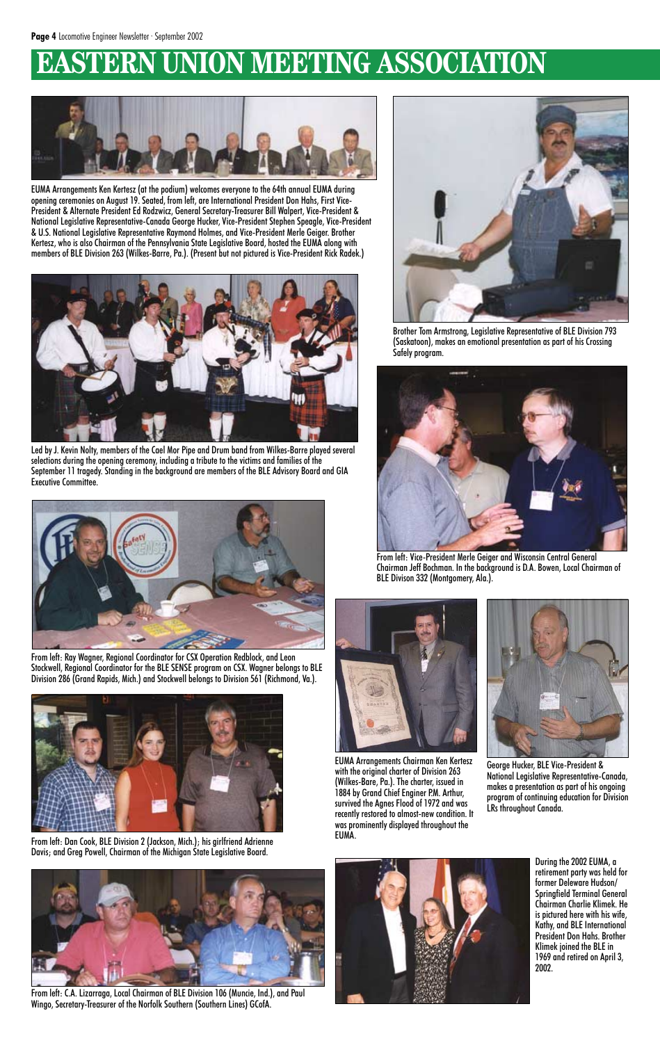# EASTERN UNION MEETING ASSOCIATION

EUMA Arrangements Ken Kertesz (at the podium) welcomes everyone to the 64th annual EUMA during opening ceremonies on August 19. Seated, from left, are International President Don Hahs, First Vice-President & Alternate President Ed Rodzwicz, General Secretary-Treasurer Bill Walpert, Vice-President & National Legislative Representative-Canada George Hucker, Vice-President Stephen Speagle, Vice-President & U.S. National Legislative Representative Raymond Holmes, and Vice-President Merle Geiger. Brother Kertesz, who is also Chairman of the Pennsylvania State Legislative Board, hosted the EUMA along with members of BLE Division 263 (Wilkes-Barre, Pa.). (Present but not pictured is Vice-President Rick Radek.)

Brother Tom Armstrong, Legislative Representative of BLE Division 793 (Saskatoon), makes an emotional presentation as part of his Crossing Safely program.

Led by J. Kevin Nolty, members of the Cael Mor Pipe and Drum band from Wilkes-Barre played several selections during the opening ceremony, including a tribute to the victims and families of the September 11 tragedy. Standing in the background are members of the BLE Advisory Board and GIA Executive Committee.

From left: Vice-President Merle Geiger and Wisconsin Central General Chairman Jeff Bochman. In the background is D.A. Bowen, Local Chairman of BLE Divison 332 (Montgomery, Ala.).

From left: Ray Wagner, Regional Coordinator for CSX Operation Redblock, and Leon Stockwell, Regional Coordinator for the BLE SENSE program on CSX. Wagner belongs to BLE Division 286 (Grand Rapids, Mich.) and Stockwell belongs to Division 561 (Richmond, Va.).

From left: Dan Cook, BLE Division 2 (Jackson, Mich.); his girlfriend Adrienne Davis; and Greg Powell, Chairman of the Michigan State Legislative Board.

EUMA Arrangements Chairman Ken Kertesz with the original charter of Division 263 (Wilkes-Bare, Pa.). The charter, issued in 1884 by Grand Chief Enginer P.M. Arthur, survived the Agnes Flood of 1972 and was recently restored to almost-new condition. It was prominently displayed throughout the EUMA.

George Hucker, BLE Vice-President & National Legislative Representative-Canada, makes a presentation as part of his ongoing program of continuing education for Division LRs throughout Canada.

From left: C.A. Lizarraga, Local Chairman of BLE Division 106 (Muncie, Ind.), and Paul Wingo, Secretary-Treasurer of the Norfolk Southern (Southern Lines) GCofA.

During the 2002 EUMA, a retirement party was held for former Deleware Hudson/ Springfield Terminal General Chairman Charlie Klimek. He is pictured here with his wife, Kathy, and BLE International President Don Hahs. Brother Klimek joined the BLE in 1969 and retired on April 3, 2002.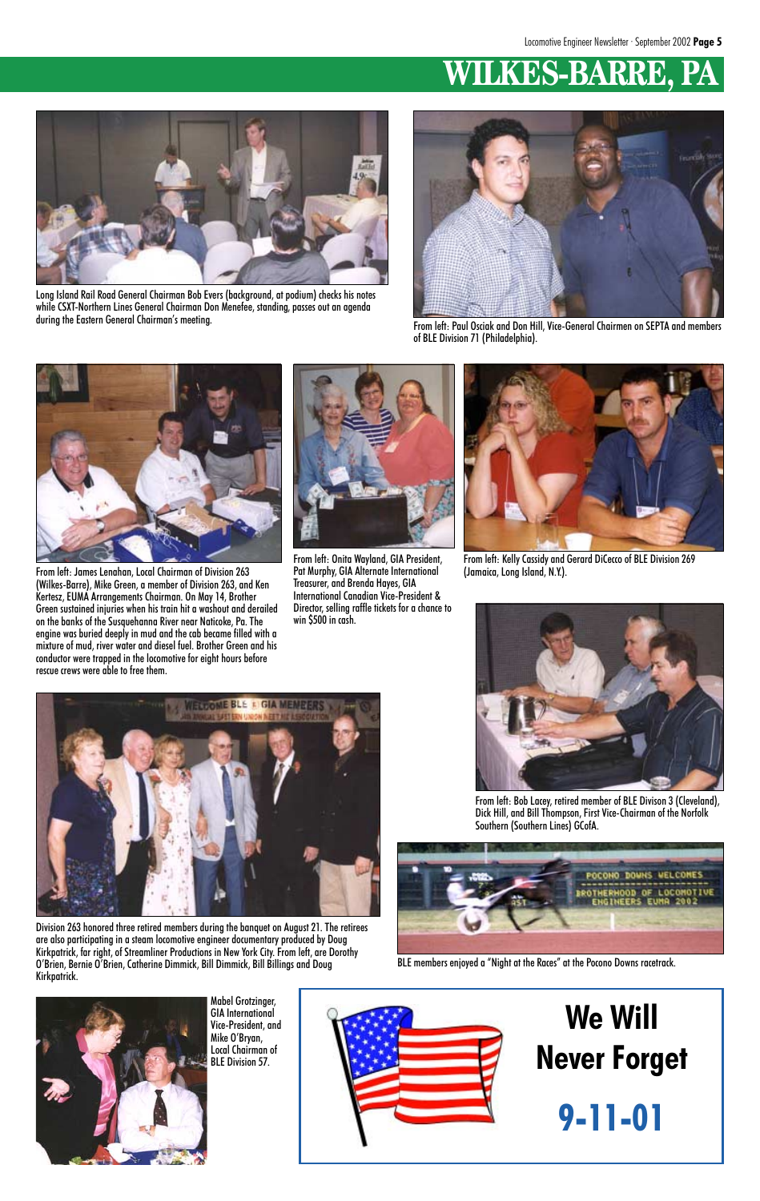# WILKES-BARRE, PA

Long Island Rail Road General Chairman Bob Evers (background, at podium) checks his notes while CSXT-Northern Lines General Chairman Don Menefee, standing, passes out an agenda during the Eastern General Chairman's meeting.

From left: Paul Osciak and Don Hill, Vice-General Chairmen on SEPTA and members of BLE Division 71 (Philadelphia).

From left: James Lenahan, Local Chairman of Division 263 (Wilkes-Barre), Mike Green, a member of Division 263, and Ken Kertesz, EUMA Arrangements Chairman. On May 14, Brother Green sustained injuries when his train hit a washout and derailed on the banks of the Susquehanna River near Naticoke, Pa. The engine was buried deeply in mud and the cab became filled with a mixture of mud, river water and diesel fuel. Brother Green and his conductor were trapped in the locomotive for eight hours before rescue crews were able to free them.

From left: Onita Wayland, GIA President, Pat Murphy, GIA Alternate International Treasurer, and Brenda Hayes, GIA International Canadian Vice-President & Director, selling raffle tickets for a chance to win $500 in cash.

From left: Kelly Cassidy and Gerard DiCecco of BLE Division 269 (Jamaica, Long Island, N.Y.).

From left: Bob Lacey, retired member of BLE Divison 3 (Cleveland), Dick Hill, and Bill Thompson, First Vice-Chairman of the Norfolk Southern (Southern Lines) GCofA.

Division 263 honored three retired members during the banquet on August 21. The retirees are also participating in a steam locomotive engineer documentary produced by Doug Kirkpatrick, far right, of Streamliner Productions in New York City. From left, are Dorothy O'Brien, Bernie O'Brien, Catherine Dimmick, Bill Dimmick, Bill Billings and Doug Kirkpatrick.

BLE members enjoyed a "Night at the Races" at the Pocono Downs racetrack.

Mabel Grotzinger, GIA International Vice-President, and Mike O'Bryan, Local Chairman of BLE Division 57.

**We Will Never Forget**

**9-11-01**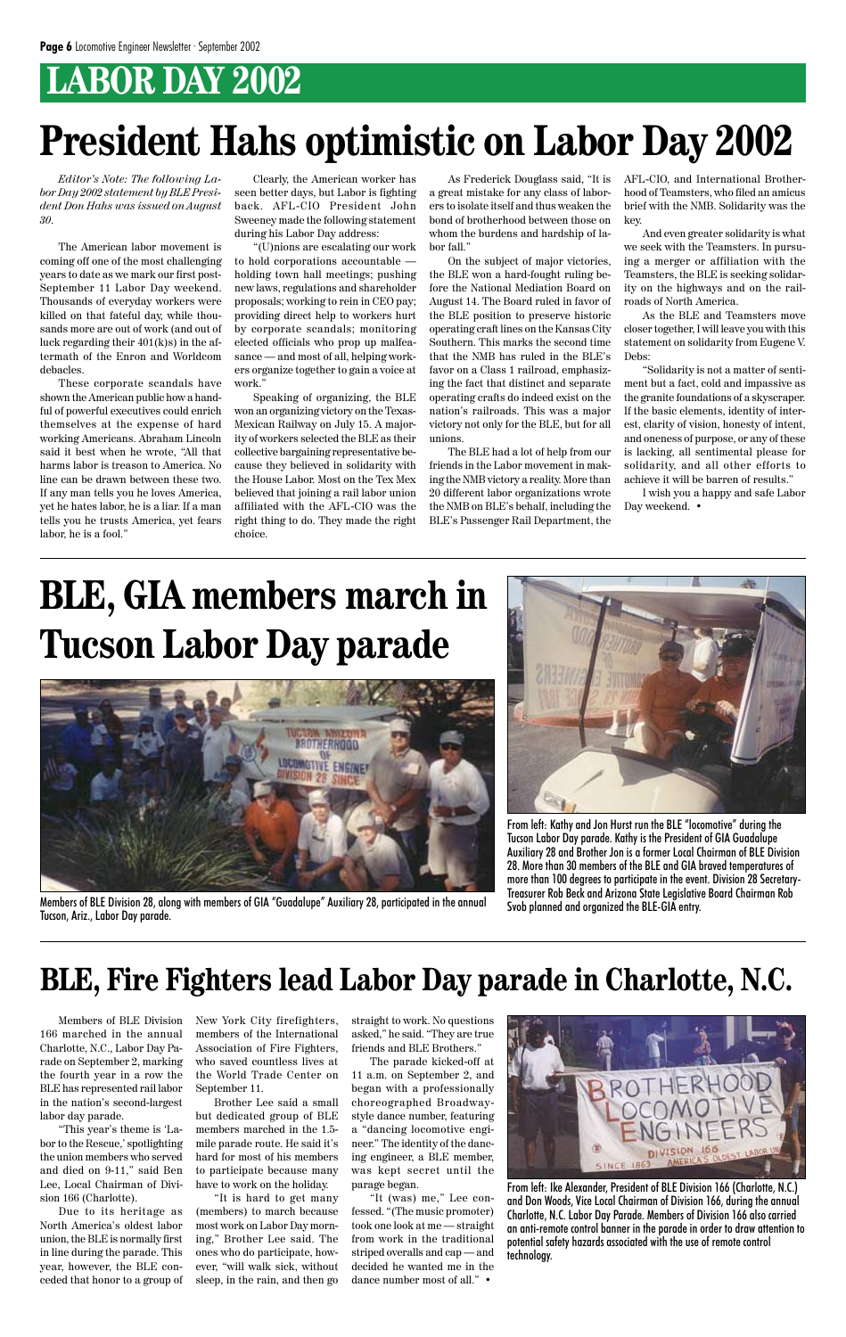# LABOR DAY 2002

# President Hahs optimistic on Labor Day 2002

*Editor's Note: The following Labor Day 2002 statement by BLE President Don Hahs was issued on August 30.*

The American labor movement is coming off one of the most challenging years to date as we mark our first post-September 11 Labor Day weekend. Thousands of everyday workers were killed on that fateful day, while thousands more are out of work (and out of luck regarding their 401(k)s) in the aftermath of the Enron and Worldcom debacles.

These corporate scandals have shown the American public how a handful of powerful executives could enrich themselves at the expense of hard working Americans. Abraham Lincoln said it best when he wrote, "All that harms labor is treason to America. No line can be drawn between these two. If any man tells you he loves America, yet he hates labor, he is a liar. If a man tells you he trusts America, yet fears labor, he is a fool."

Clearly, the American worker has seen better days, but Labor is fighting back. AFL-CIO President John Sweeney made the following statement during his Labor Day address:

"(U)nions are escalating our work to hold corporations accountable — holding town hall meetings; pushing new laws, regulations and shareholder proposals; working to rein in CEO pay; providing direct help to workers hurt by corporate scandals; monitoring elected officials who prop up malfeasance — and most of all, helping workers organize together to gain a voice at work."

Speaking of organizing, the BLE won an organizing victory on the Texas-Mexican Railway on July 15. A majority of workers selected the BLE as their collective bargaining representative because they believed in solidarity with the House Labor. Most on the Tex Mex believed that joining a rail labor union affiliated with the AFL-CIO was the right thing to do. They made the right choice.

As Frederick Douglass said, "It is a great mistake for any class of laborers to isolate itself and thus weaken the bond of brotherhood between those on whom the burdens and hardship of labor fall."

On the subject of major victories, the BLE won a hard-fought ruling before the National Mediation Board on August 14. The Board ruled in favor of the BLE position to preserve historic operating craft lines on the Kansas City Southern. This marks the second time that the NMB has ruled in the BLE's favor on a Class 1 railroad, emphasizing the fact that distinct and separate operating crafts do indeed exist on the nation's railroads. This was a major victory not only for the BLE, but for all unions.

The BLE had a lot of help from our friends in the Labor movement in making the NMB victory a reality. More than 20 different labor organizations wrote the NMB on BLE's behalf, including the BLE's Passenger Rail Department, the AFL-CIO, and International Brotherhood of Teamsters, who filed an amicus brief with the NMB. Solidarity was the key.

And even greater solidarity is what we seek with the Teamsters. In pursuing a merger or affiliation with the Teamsters, the BLE is seeking solidarity on the highways and on the railroads of North America.

As the BLE and Teamsters move closer together, I will leave you with this statement on solidarity from Eugene V. Debs:

"Solidarity is not a matter of sentiment but a fact, cold and impassive as the granite foundations of a skyscraper. If the basic elements, identity of interest, clarity of vision, honesty of intent, and oneness of purpose, or any of these is lacking, all sentimental please for solidarity, and all other efforts to achieve it will be barren of results."

I wish you a happy and safe Labor Day weekend. •

# BLE, GIA members march in Tucson Labor Day parade

Members of BLE Division 28, along with members of GIA "Guadalupe" Auxiliary 28, participated in the annual Tucson, Ariz., Labor Day parade.

From left: Kathy and Jon Hurst run the BLE "locomotive" during the Tucson Labor Day parade. Kathy is the President of GIA Guadalupe Auxiliary 28 and Brother Jon is a former Local Chairman of BLE Division 28. More than 30 members of the BLE and GIA braved temperatures of more than 100 degrees to participate in the event. Division 28 Secretary-Treasurer Rob Beck and Arizona State Legislative Board Chairman Rob Svob planned and organized the BLE-GIA entry.

# BLE, Fire Fighters lead Labor Day parade in Charlotte, N.C.

Members of BLE Division 166 marched in the annual Charlotte, N.C., Labor Day Parade on September 2, marking the fourth year in a row the BLE has represented rail labor in the nation's second-largest labor day parade.

"This year's theme is 'Labor to the Rescue,' spotlighting the union members who served and died on 9-11," said Ben Lee, Local Chairman of Division 166 (Charlotte).

Due to its heritage as North America's oldest labor union, the BLE is normally first in line during the parade. This year, however, the BLE conceded that honor to a group of New York City firefighters, members of the International Association of Fire Fighters, who saved countless lives at the World Trade Center on September 11.

Brother Lee said a small but dedicated group of BLE members marched in the 1.5-mile parade route. He said it's hard for most of his members to participate because many have to work on the holiday.

"It is hard to get many (members) to march because most work on Labor Day morning," Brother Lee said. The ones who do participate, however, "will walk sick, without sleep, in the rain, and then go straight to work. No questions asked," he said. "They are true friends and BLE Brothers."

The parade kicked-off at 11 a.m. on September 2, and began with a professionally choreographed Broadway-style dance number, featuring a "dancing locomotive engineer." The identity of the dancing engineer, a BLE member, was kept secret until the parage began.

"It (was) me," Lee confessed. "(The music promoter) took one look at me — straight from work in the traditional striped overalls and cap — and decided he wanted me in the dance number most of all." •

From left: Ike Alexander, President of BLE Division 166 (Charlotte, N.C.) and Don Woods, Vice Local Chairman of Division 166, during the annual Charlotte, N.C. Labor Day Parade. Members of Division 166 also carried an anti-remote control banner in the parade in order to draw attention to potential safety hazards associated with the use of remote control technology.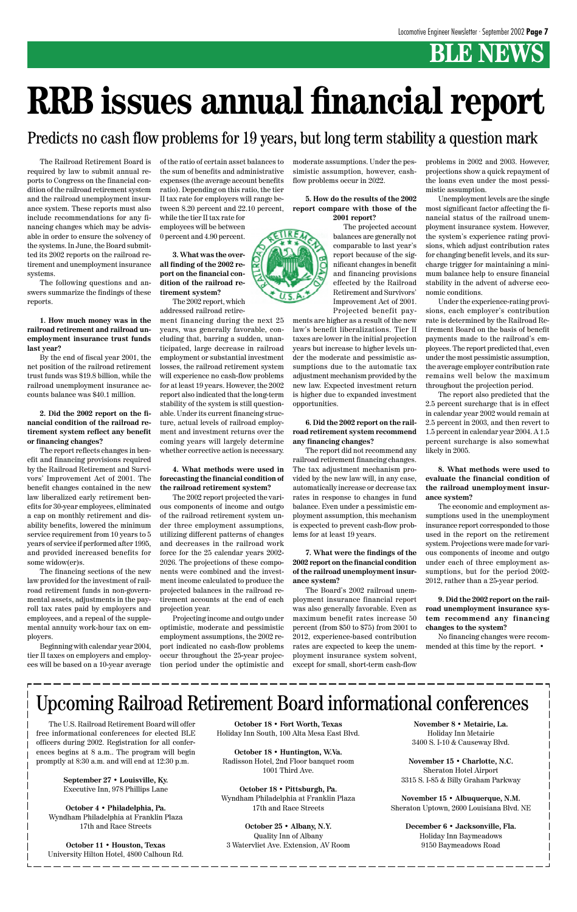# BLE NEWS

# RRB issues annual financial report

## Predicts no cash flow problems for 19 years, but long term stability a question mark

The Railroad Retirement Board is required by law to submit annual reports to Congress on the financial condition of the railroad retirement system and the railroad unemployment insurance system. These reports must also include recommendations for any financing changes which may be advisable in order to ensure the solvency of the systems. In June, the Board submitted its 2002 reports on the railroad retirement and unemployment insurance systems.

The following questions and answers summarize the findings of these reports.

**1. How much money was in the railroad retirement and railroad unemployment insurance trust funds last year?**

By the end of fiscal year 2001, the net position of the railroad retirement trust funds was $19.8 billion, while the railroad unemployment insurance accounts balance was $40.1 million.

**2. Did the 2002 report on the financial condition of the railroad retirement system reflect any benefit or financing changes?**

The report reflects changes in benefit and financing provisions required by the Railroad Retirement and Survivors' Improvement Act of 2001. The benefit changes contained in the new law liberalized early retirement benefits for 30-year employees, eliminated a cap on monthly retirement and disability benefits, lowered the minimum service requirement from 10 years to 5 years of service if performed after 1995, and provided increased benefits for some widow(er)s.

The financing sections of the new law provided for the investment of railroad retirement funds in non-governmental assets, adjustments in the payroll tax rates paid by employers and employees, and a repeal of the supplemental annuity work-hour tax on employers.

Beginning with calendar year 2004, tier II taxes on employers and employees will be based on a 10-year average of the ratio of certain asset balances to the sum of benefits and administrative expenses (the average account benefits ratio). Depending on this ratio, the tier II tax rate for employers will range between 8.20 percent and 22.10 percent, while the tier II tax rate for employees will be between 0 percent and 4.90 percent.

**3. What was the overall finding of the 2002 report on the financial condition of the railroad retirement system?**

The 2002 report, which addressed railroad retirement financing during the next 25 years, was generally favorable, concluding that, barring a sudden, unanticipated, large decrease in railroad employment or substantial investment losses, the railroad retirement system will experience no cash-flow problems for at least 19 years. However, the 2002 report also indicated that the long-term stability of the system is still questionable. Under its current financing structure, actual levels of railroad employment and investment returns over the coming years will largely determine whether corrective action is necessary.

**4. What methods were used in forecasting the financial condition of the railroad retirement system?**

The 2002 report projected the various components of income and outgo of the railroad retirement system under three employment assumptions, utilizing different patterns of changes and decreases in the railroad work force for the 25 calendar years 2002-2026. The projections of these components were combined and the investment income calculated to produce the projected balances in the railroad retirement accounts at the end of each projection year.

Projecting income and outgo under optimistic, moderate and pessimistic employment assumptions, the 2002 report indicated no cash-flow problems occur throughout the 25-year projection period under the optimistic and moderate assumptions. Under the pessimistic assumption, however, cash-flow problems occur in 2022.

**5. How do the results of the 2002 report compare with those of the 2001 report?**

The projected account balances are generally not comparable to last year's report because of the significant changes in benefit and financing provisions effected by the Railroad Retirement and Survivors' Improvement Act of 2001. Projected benefit payments are higher as a result of the new law's benefit liberalizations. Tier II taxes are lower in the initial projection years but increase to higher levels under the moderate and pessimistic assumptions due to the automatic tax adjustment mechanism provided by the new law. Expected investment return is higher due to expanded investment opportunities.

**6. Did the 2002 report on the railroad retirement system recommend any financing changes?**

The report did not recommend any railroad retirement financing changes. The tax adjustment mechanism provided by the new law will, in any case, automatically increase or decrease tax rates in response to changes in fund balance. Even under a pessimistic employment assumption, this mechanism is expected to prevent cash-flow problems for at least 19 years.

**7. What were the findings of the 2002 report on the financial condition of the railroad unemployment insurance system?**

The Board's 2002 railroad unemployment insurance financial report was also generally favorable. Even as maximum benefit rates increase 50 percent (from $50 to $75) from 2001 to 2012, experience-based contribution rates are expected to keep the unemployment insurance system solvent, except for small, short-term cash-flow problems in 2002 and 2003. However, projections show a quick repayment of the loans even under the most pessimistic assumption.

Unemployment levels are the single most significant factor affecting the financial status of the railroad unemployment insurance system. However, the system's experience rating provisions, which adjust contribution rates for changing benefit levels, and its surcharge trigger for maintaining a minimum balance help to ensure financial stability in the advent of adverse economic conditions.

Under the experience-rating provisions, each employer's contribution rate is determined by the Railroad Retirement Board on the basis of benefit payments made to the railroad's employees. The report predicted that, even under the most pessimistic assumption, the average employer contribution rate remains well below the maximum throughout the projection period.

The report also predicted that the 2.5 percent surcharge that is in effect in calendar year 2002 would remain at 2.5 percent in 2003, and then revert to 1.5 percent in calendar year 2004. A 1.5 percent surcharge is also somewhat likely in 2005.

**8. What methods were used to evaluate the financial condition of the railroad unemployment insurance system?**

The economic and employment assumptions used in the unemployment insurance report corresponded to those used in the report on the retirement system. Projections were made for various components of income and outgo under each of three employment assumptions, but for the period 2002-2012, rather than a 25-year period.

**9. Did the 2002 report on the railroad unemployment insurance system recommend any financing changes to the system?**

No financing changes were recommended at this time by the report. •

## Upcoming Railroad Retirement Board informational conferences

The U.S. Railroad Retirement Board will offer free informational conferences for elected BLE officers during 2002. Registration for all conferences begins at 8 a.m.. The program will begin promptly at 8:30 a.m. and will end at 12:30 p.m.

**September 27 • Louisville, Ky.**
Executive Inn, 978 Phillips Lane

**October 4 • Philadelphia, Pa.**
Wyndham Philadelphia at Franklin Plaza
17th and Race Streets

**October 11 • Houston, Texas**
University Hilton Hotel, 4800 Calhoun Rd.

**October 18 • Fort Worth, Texas**
Holiday Inn South, 100 Alta Mesa East Blvd.

**October 18 • Huntington, W.Va.**
Radisson Hotel, 2nd Floor banquet room
1001 Third Ave.

**October 18 • Pittsburgh, Pa.**
Wyndham Philadelphia at Franklin Plaza
17th and Race Streets

**October 25 • Albany, N.Y.**
Quality Inn of Albany
3 Watervliet Ave. Extension, AV Room

**November 8 • Metairie, La.**
Holiday Inn Metairie
3400 S. I-10 & Causeway Blvd.

**November 15 • Charlotte, N.C.**
Sheraton Hotel Airport
3315 S. I-85 & Billy Graham Parkway

**November 15 • Albuquerque, N.M.**
Sheraton Uptown, 2600 Louisiana Blvd. NE

**December 6 • Jacksonville, Fla.**
Holiday Inn Baymeadows
9150 Baymeadows Road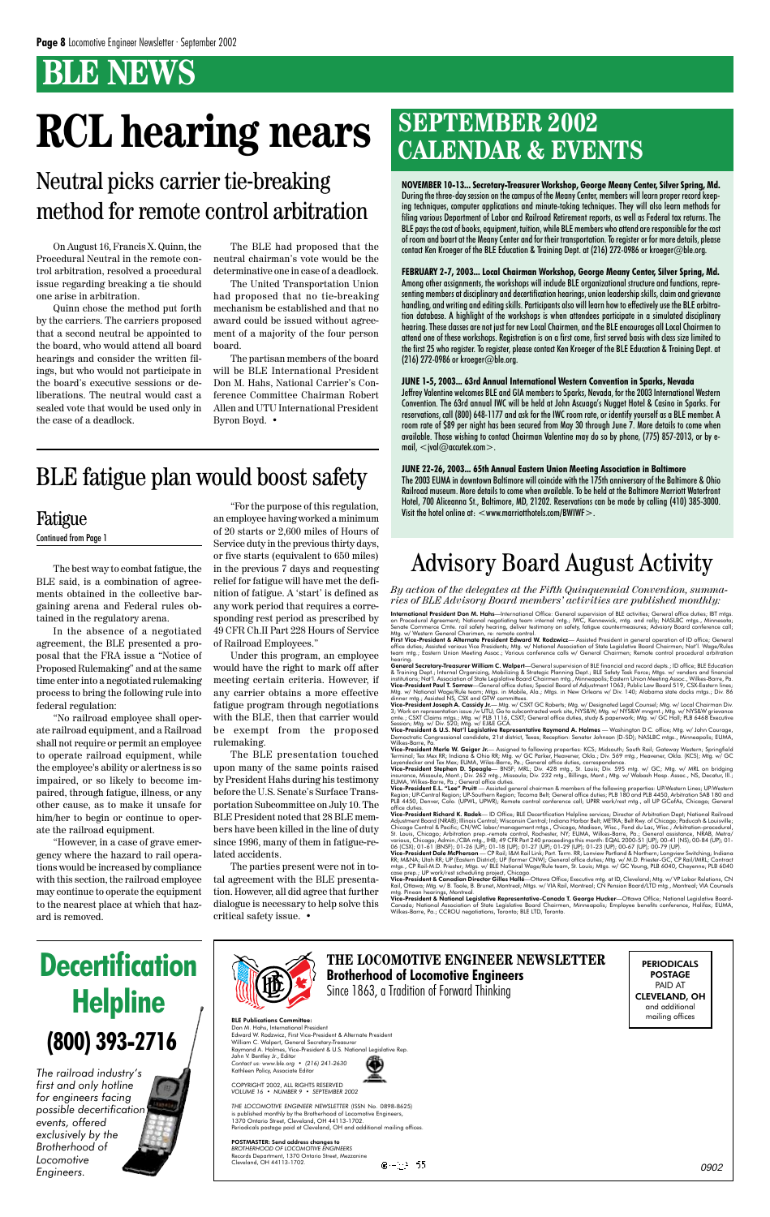# BLE NEWS

# RCL hearing nears

## Neutral picks carrier tie-breaking method for remote control arbitration

On August 16, Francis X. Quinn, the Procedural Neutral in the remote control arbitration, resolved a procedural issue regarding breaking a tie should one arise in arbitration.

Quinn chose the method put forth by the carriers. The carriers proposed that a second neutral be appointed to the board, who would attend all board hearings and consider the written filings, but who would not participate in the board's executive sessions or deliberations. The neutral would cast a sealed vote that would be used only in the case of a deadlock.

The BLE had proposed that the neutral chairman's vote would be the determinative one in case of a deadlock.

The United Transportation Union had proposed that no tie-breaking mechanism be established and that no award could be issued without agreement of a majority of the four person board.

The partisan members of the board will be BLE International President Don M. Hahs, National Carrier's Conference Committee Chairman Robert Allen and UTU International President Byron Boyd. •

## BLE fatigue plan would boost safety

### Fatigue

Continued from Page 1

The best way to combat fatigue, the BLE said, is a combination of agreements obtained in the collective bargaining arena and Federal rules obtained in the regulatory arena.

In the absence of a negotiated agreement, the BLE presented a proposal that the FRA issue a "Notice of Proposed Rulemaking" and at the same time enter into a negotiated rulemaking process to bring the following rule into federal regulation:

"No railroad employee shall operate railroad equipment, and a Railroad shall not require or permit an employee to operate railroad equipment, while the employee's ability or alertness is so impaired, or so likely to become impaired, through fatigue, illness, or any other cause, as to make it unsafe for him/her to begin or continue to operate the railroad equipment.

"However, in a case of grave emergency where the hazard to rail operations would be increased by compliance with this section, the railroad employee may continue to operate the equipment to the nearest place at which that hazard is removed.

"For the purpose of this regulation, an employee having worked a minimum of 20 starts or 2,600 miles of Hours of Service duty in the previous thirty days, or five starts (equivalent to 650 miles) in the previous 7 days and requesting relief for fatigue will have met the definition of fatigue. A 'start' is defined as any work period that requires a corresponding rest period as prescribed by 49 CFR Ch.II Part 228 Hours of Service of Railroad Employees."

Under this program, an employee would have the right to mark off after meeting certain criteria. However, if any carrier obtains a more effective fatigue program through negotiations with the BLE, then that carrier would be exempt from the proposed rulemaking.

The BLE presentation touched upon many of the same points raised by President Hahs during his testimony before the U.S. Senate's Surface Transportation Subcommittee on July 10. The BLE President noted that 28 BLE members have been killed in the line of duty since 1996, many of them in fatigue-related accidents.

The parties present were not in total agreement with the BLE presentation. However, all did agree that further dialogue is necessary to help solve this critical safety issue. •

# SEPTEMBER 2002 CALENDAR & EVENTS

**NOVEMBER 10-13... Secretary-Treasurer Workshop, George Meany Center, Silver Spring, Md.**
During the three-day session on the campus of the Meany Center, members will learn proper record keeping techniques, computer applications and minute-taking techniques. They will also learn methods for filing various Department of Labor and Railroad Retirement reports, as well as Federal tax returns. The BLE pays the cost of books, equipment, tuition, while BLE members who attend are responsible for the cost of room and board at the Meany Center and for their transportation. To register or for more details, please contact Ken Kroeger of the BLE Education & Training Dept. at (216) 272-0986 or kroeger@ble.org.

**FEBRUARY 2-7, 2003... Local Chairman Workshop, George Meany Center, Silver Spring, Md.**
Among other assignments, the workshops will include BLE organizational structure and functions, representing members at disciplinary and decertification hearings, union leadership skills, claim and grievance handling, and writing and editing skills. Participants also will learn how to effectively use the BLE arbitration database. A highlight of the workshops is when attendees participate in a simulated disciplinary hearing. These classes are not just for new Local Chairmen, and the BLE encourages all Local Chairmen to attend one of these workshops. Registration is on a first come, first served basis with class size limited to the first 25 who register. To register, please contact Ken Kroeger of the BLE Education & Training Dept. at (216) 272-0986 or kroeger@ble.org.

**JUNE 1-5, 2003... 63rd Annual International Western Convention in Sparks, Nevada**
Jeffrey Valentine welcomes BLE and GIA members to Sparks, Nevada, for the 2003 International Western Convention. The 63rd annual IWC will be held at John Ascuaga's Nugget Hotel & Casino in Sparks. For reservations, call (800) 648-1177 and ask for the IWC room rate, or identify yourself as a BLE member. A room rate of $89 per night has been secured from May 30 through June 7. More details to come when available. Those wishing to contact Chairman Valentine may do so by phone, (775) 857-2013, or by e-mail, <jval@accutek.com>.

**JUNE 22-26, 2003... 65th Annual Eastern Union Meeting Association in Baltimore**
The 2003 EUMA in downtown Baltimore will coincide with the 175th anniversary of the Baltimore & Ohio Railroad museum. More details to come when available. To be held at the Baltimore Marriott Waterfront Hotel, 700 Aliceanna St., Baltimore, MD, 21202. Reservations can be made by calling (410) 385-3000. Visit the hotel online at: <www.marriotthotels.com/BWIWF>.

# Advisory Board August Activity

*By action of the delegates at the Fifth Quinquennial Convention, summaries of BLE Advisory Board members' activities are published monthly:*

**International President Don M. Hahs**—International Office: General supervision of BLE activities; General office duties; IBT mtgs. on Procedural Agreement; National negotiating team internal mtg.; IWC, Kennewick, mtg. and rally; NASLBC mtgs., Minnesota; Senate Commerce Cmte. rail safety hearing, deliver testimony on safety, fatigue countermeasures; Advisory Board conference call; Mtg. w/ Western General Chairmen, re: remote control.

**First Vice-President & Alternate President Edward W. Rodzwicz**— Assisted President in general operation of ID office; General office duties; Assisted various Vice Presidents; Mtg. w/ National Association of State Legislative Board Chairmen; Nat'l. Wage/Rules team mtg.; Eastern Union Meeting Assoc.; Various conference calls w/ General Chairmen; Remote control procedural arbitration hearing.

**General Secretary-Treasurer William C. Walpert**—General supervision of BLE financial and record depts.; ID office; BLE Education & Training Dept.; Internal Organizing, Mobilizing & Strategic Planning Dept.; BLE Safety Task Force; Mtgs. w/ vendors and financial institutions; Nat'l. Association of State Legislative Board Chairmen mtg., Minneapolis; Eastern Union Meeting Assoc., Wilkes-Barre, Pa.

**Vice-President Paul T. Sorrow**—General office duties; Special Board of Adjustment 1063; Public Law Board 519, CSX-Eastern lines; Mtg. w/ National Wage/Rule team; Mtgs. in Mobile, Ala.; Mtgs. in New Orleans w/ Div. 140; Alabama state docks mtgs.; Div. 86 dinner mtg.; Assisted NS, CSX and GTW committees.

**Vice-President Joseph A. Cassidy Jr.**— Mtg. w/ CSXT GC Roberts; Mtg. w/ Designated Legal Counsel; Mtg. w/ Local Chairman Div. 3; Work on representation issue /w UTU; Go to subcontracted work site, NYS&W; Mtg. w/ NYS&W mngmt.; Mtg. w/ NYS&W grievance cmte.; CSXT Claims mtgs.; Mtg. w/ PLB 1116, CSXT; General office duties, study & paperwork; Mtg. w/ GC Hall; PLB 6468 Executive Session; Mtg. w/ Div. 520; Mtg. w/ EJ&E GCA.

**Vice-President & U.S. Nat'l Legislative Representative Raymond A. Holmes** — Washington D.C. office; Mtg. w/ John Courage, Democratic Congressional candidate, 21st district, Texas; Reception: Senator Johnson (D-SD); NASLBC mtgs., Minneapolis; EUMA, Wilkes-Barre, Pa.

**Vice-President Merle W. Geiger Jr.**— Assigned to following properties: KCS; Midsouth; South Rail; Gateway Western; Springfield Terminal; Tex Mex RR; Indiana & Ohio RR; Mtg. w/ GC Parker, Heavener, Okla.; Div. 569 mtg., Heavener, Okla. (KCS); Mtg. w/ GC Leyendecker and Tex Mex; EUMA, Wilkes-Barre, Pa.; General office duties, correspondence.

**Vice-President Stephen D. Speagle**— BNSF; MRL; Div. 428 mtg., St. Louis; Div. 595 mtg. w/ GC; Mtg. w/ MRL on bridging insurance, Missoula, Mont.; Div. 262 mtg., Missoula; Div. 232 mtg., Billings, Mont.; Mtg. w/ Wabash Hosp. Assoc., NS, Decatur, Ill.; EUMA, Wilkes-Barre, Pa.; General office duties.

**Vice-President E.L. "Lee" Pruitt** — Assisted general chairmen & members of the following properties: UP-Western Lines; UP-Western Region, UP-Central Region; UP-Southern Region; Tacoma Belt; General office duties; PLB 180 and PLB 4450, Arbitration SAB 180 and PLB 4450, Denver, Colo. (UPWL, UPWR); Remote control conference call; UPRR work/rest mtg., all UP GCofAs, Chicago; General office duties.

**Vice-President Richard K. Radek**— ID Office; BLE Decertification Helpline services; Director of Arbitration Dept; National Railroad Adjustment Board (NRAB); Illinois Central; Wisconsin Central; Indiana Harbor Belt; METRA; Belt Rwy. of Chicago; Paducah & Louisville; Chicago Central & Pacific; CN/WC labor/management mtgs., Chicago, Madison, Wisc., Fond du Lac, Wisc.; Arbitration-procedural, St. Louis, Chicago; Arbitration prep.-remote control, Rochester, NY; EUMA, Wilkes-Barre, Pa.; General assistance, NRAB, Metra/various, Chicago; Admin./CBA mtg., IHB; 49 CFR Part 240 proceedings this month: EQAL 2000-51 (UP); 00-41 (NS); 00-84 (UP); 01-06 (CSX); 01-61 (BNSF); 01-26 (UP); 01-18 (UP); 01-27 (UP); 01-29 (UP); 01-23 (UP); 00-67 (UP); 00-79 (UP).

**Vice-President Dale McPherson** — CP Rail; I&M Rail Link; Part. Term. RR; Lonview Portland & Northern; Longview Switching; Indiana RR; M&NA; Utah RR; UP (Eastern District); UP (former CNW); General office duties; Mtg. w/ M.D. Priester-GC, CP Rail/IMRL; Contract mtgs., CP Rail-M.D. Priester; Mtgs. w/ BLE National Wage/Rule team, St. Louis; Mtg. w/ GC Young, PLB 6040, Cheyenne; PLB 6040 case prep.; UP work/rest scheduling project, Chicago.

**Vice-President & Canadian Director Gilles Hallé**—Ottawa Office; Executive mtg. at ID, Cleveland; Mtg. w/ VP Labor Relations, CN Rail, Ottawa; Mtg. w/ B. Toole, B. Brunet, Montreal; Mtgs. w/ VIA Rail, Montreal; CN Pension Board/LTD mtg., Montreal; VIA Counsels mtg. Pinson hearings, Montreal.

**Vice-President & National Legislative Representative-Canada T. George Hucker**—Ottawa Office; National Legislative Board-Canada; National Association of State Legislative Board Chairmen, Minneapolis; Employee benefits conference, Halifax; EUMA, Wilkes-Barre, Pa.; CCROU negotiations, Toronto; BLE LTD, Toronto.

# Decertification Helpline

## (800) 393-2716

*The railroad industry's first and only hotline for engineers facing possible decertification events, offered exclusively by the Brotherhood of Locomotive Engineers.*

**THE LOCOMOTIVE ENGINEER NEWSLETTER**
**Brotherhood of Locomotive Engineers**
Since 1863, a Tradition of Forward Thinking

**BLE Publications Committee:**
Don M. Hahs, International President
Edward W. Rodzwicz, First Vice-President & Alternate President
William C. Walpert, General Secretary-Treasurer
Raymond A. Holmes, Vice-President & U.S. National Legislative Rep.
John V. Bentley Jr., Editor
*Contact us: www.ble.org • (216) 241-2630*
Kathleen Policy, Associate Editor

COPYRIGHT 2002, ALL RIGHTS RESERVED
*VOLUME 16 • NUMBER 9 • SEPTEMBER 2002*

*THE LOCOMOTIVE ENGINEER NEWSLETTER* (ISSN No. 0898-8625) is published monthly by the Brotherhood of Locomotive Engineers, 1370 Ontario Street, Cleveland, OH 44113-1702. Periodicals postage paid at Cleveland, OH and additional mailing offices.

**POSTMASTER: Send address changes to**
*BROTHERHOOD OF LOCOMOTIVE ENGINEERS*
Records Department, 1370 Ontario Street, Mezzanine
Cleveland, OH 44113-1702.

**PERIODICALS POSTAGE** PAID AT **CLEVELAND, OH** and additional mailing offices

0902